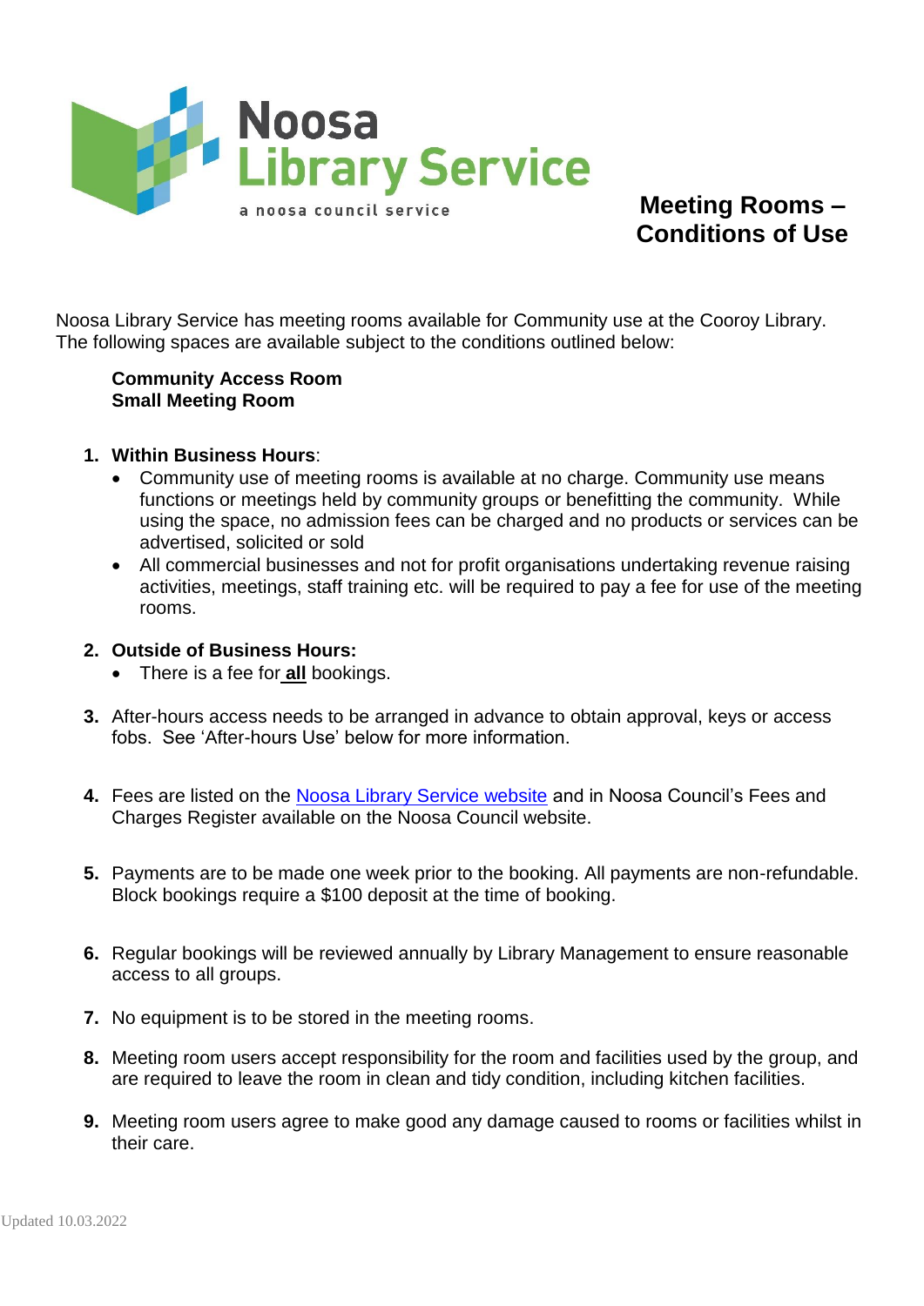Noosa Library Service

a noosa council service

# Meeting Rooms – Conditions of Use

Noosa Library Service has meeting rooms available for Community use at the Cooroy Library. The following spaces are available subject to the conditions outlined below:

**Community Access Room**
**Small Meeting Room**

1. **Within Business Hours**:
   - Community use of meeting rooms is available at no charge. Community use means functions or meetings held by community groups or benefitting the community. While using the space, no admission fees can be charged and no products or services can be advertised, solicited or sold
   - All commercial businesses and not for profit organisations undertaking revenue raising activities, meetings, staff training etc. will be required to pay a fee for use of the meeting rooms.

2. **Outside of Business Hours:**
   - There is a fee for **all** bookings.

3. After-hours access needs to be arranged in advance to obtain approval, keys or access fobs. See 'After-hours Use' below for more information.

4. Fees are listed on the [Noosa Library Service website]() and in Noosa Council's Fees and Charges Register available on the Noosa Council website.

5. Payments are to be made one week prior to the booking. All payments are non-refundable. Block bookings require a $100 deposit at the time of booking.

6. Regular bookings will be reviewed annually by Library Management to ensure reasonable access to all groups.

7. No equipment is to be stored in the meeting rooms.

8. Meeting room users accept responsibility for the room and facilities used by the group, and are required to leave the room in clean and tidy condition, including kitchen facilities.

9. Meeting room users agree to make good any damage caused to rooms or facilities whilst in their care.

Updated 10.03.2022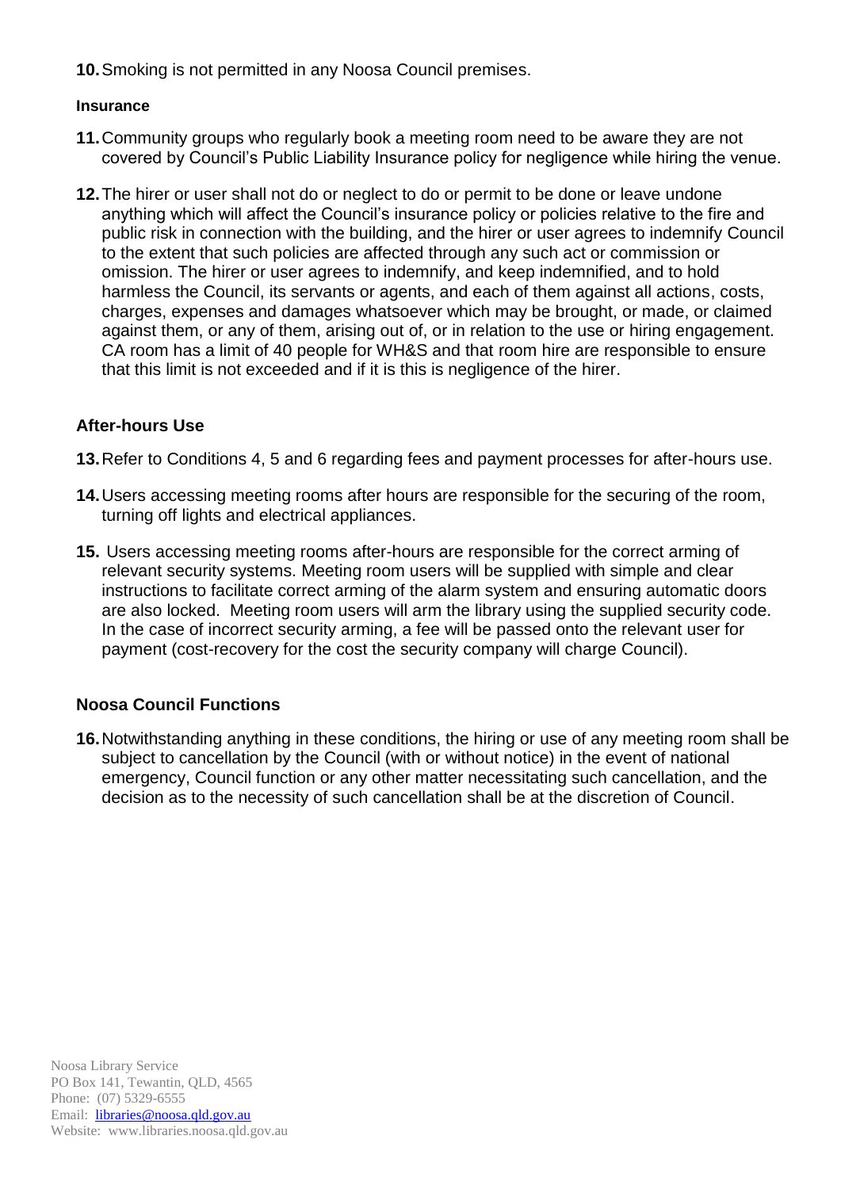10. Smoking is not permitted in any Noosa Council premises.

**Insurance**

11. Community groups who regularly book a meeting room need to be aware they are not covered by Council's Public Liability Insurance policy for negligence while hiring the venue.

12. The hirer or user shall not do or neglect to do or permit to be done or leave undone anything which will affect the Council's insurance policy or policies relative to the fire and public risk in connection with the building, and the hirer or user agrees to indemnify Council to the extent that such policies are affected through any such act or commission or omission. The hirer or user agrees to indemnify, and keep indemnified, and to hold harmless the Council, its servants or agents, and each of them against all actions, costs, charges, expenses and damages whatsoever which may be brought, or made, or claimed against them, or any of them, arising out of, or in relation to the use or hiring engagement. CA room has a limit of 40 people for WH&S and that room hire are responsible to ensure that this limit is not exceeded and if it is this is negligence of the hirer.

## After-hours Use

13. Refer to Conditions 4, 5 and 6 regarding fees and payment processes for after-hours use.

14. Users accessing meeting rooms after hours are responsible for the securing of the room, turning off lights and electrical appliances.

15. Users accessing meeting rooms after-hours are responsible for the correct arming of relevant security systems. Meeting room users will be supplied with simple and clear instructions to facilitate correct arming of the alarm system and ensuring automatic doors are also locked. Meeting room users will arm the library using the supplied security code. In the case of incorrect security arming, a fee will be passed onto the relevant user for payment (cost-recovery for the cost the security company will charge Council).

## Noosa Council Functions

16. Notwithstanding anything in these conditions, the hiring or use of any meeting room shall be subject to cancellation by the Council (with or without notice) in the event of national emergency, Council function or any other matter necessitating such cancellation, and the decision as to the necessity of such cancellation shall be at the discretion of Council.

Noosa Library Service
PO Box 141, Tewantin, QLD, 4565
Phone: (07) 5329-6555
Email: libraries@noosa.qld.gov.au
Website: www.libraries.noosa.qld.gov.au